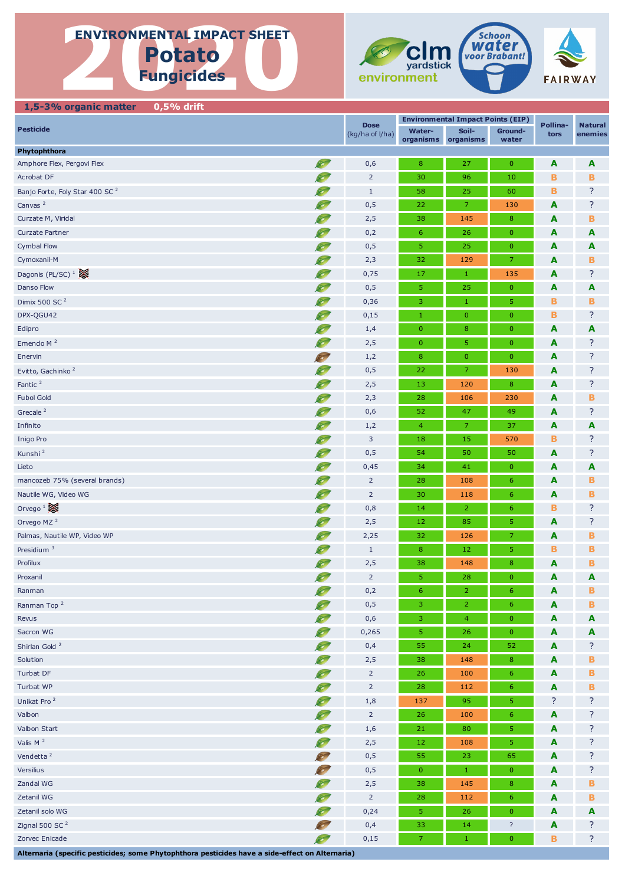# 2020 ENVIRONMENTAL IMPACT SHEET

## Potato Fungicides

**1,5-3% organic matter 0,5% drift**

| Pesticide | Dose (kg/ha of l/ha) | Environmental Impact Points (EIP) | | | Pollinators | Natural enemies |
|---|---|---|---|---|---|---|
| | | Water-organisms | Soil-organisms | Ground-water | | |
| **Phytophthora** | | | | | | |
| Amphore Flex, Pergovi Flex | 0,6 | 8 | 27 | 0 | A | A |
| Acrobat DF | 2 | 30 | 96 | 10 | B | B |
| Banjo Forte, Foly Star 400 SC [2] | 1 | 58 | 25 | 60 | B | ? |
| Canvas [2] | 0,5 | 22 | 7 | 130 | A | ? |
| Curzate M, Viridal | 2,5 | 38 | 145 | 8 | A | B |
| Curzate Partner | 0,2 | 6 | 26 | 0 | A | A |
| Cymbal Flow | 0,5 | 5 | 25 | 0 | A | A |
| Cymoxanil-M | 2,3 | 32 | 129 | 7 | A | B |
| Dagonis (PL/SC) [1] | 0,75 | 17 | 1 | 135 | A | ? |
| Danso Flow | 0,5 | 5 | 25 | 0 | A | A |
| Dimix 500 SC [2] | 0,36 | 3 | 1 | 5 | B | B |
| DPX-QGU42 | 0,15 | 1 | 0 | 0 | B | ? |
| Edipro | 1,4 | 0 | 8 | 0 | A | A |
| Emendo M [2] | 2,5 | 0 | 5 | 0 | A | ? |
| Enervin | 1,2 | 8 | 0 | 0 | A | ? |
| Evitto, Gachinko [2] | 0,5 | 22 | 7 | 130 | A | ? |
| Fantic [2] | 2,5 | 13 | 120 | 8 | A | ? |
| Fubol Gold | 2,3 | 28 | 106 | 230 | A | B |
| Grecale [2] | 0,6 | 52 | 47 | 49 | A | ? |
| Infinito | 1,2 | 4 | 7 | 37 | A | A |
| Inigo Pro | 3 | 18 | 15 | 570 | B | ? |
| Kunshi [2] | 0,5 | 54 | 50 | 50 | A | ? |
| Lieto | 0,45 | 34 | 41 | 0 | A | A |
| mancozeb 75% (several brands) | 2 | 28 | 108 | 6 | A | B |
| Nautile WG, Video WG | 2 | 30 | 118 | 6 | A | B |
| Orvego [1] | 0,8 | 14 | 2 | 6 | B | ? |
| Orvego MZ [2] | 2,5 | 12 | 85 | 5 | A | ? |
| Palmas, Nautile WP, Video WP | 2,25 | 32 | 126 | 7 | A | B |
| Presidium [3] | 1 | 8 | 12 | 5 | B | B |
| Profilux | 2,5 | 38 | 148 | 8 | A | B |
| Proxanil | 2 | 5 | 28 | 0 | A | A |
| Ranman | 0,2 | 6 | 2 | 6 | A | B |
| Ranman Top [2] | 0,5 | 3 | 2 | 6 | A | B |
| Revus | 0,6 | 3 | 4 | 0 | A | A |
| Sacron WG | 0,265 | 5 | 26 | 0 | A | A |
| Shirlan Gold [2] | 0,4 | 55 | 24 | 52 | A | ? |
| Solution | 2,5 | 38 | 148 | 8 | A | B |
| Turbat DF | 2 | 26 | 100 | 6 | A | B |
| Turbat WP | 2 | 28 | 112 | 6 | A | B |
| Unikat Pro [2] | 1,8 | 137 | 95 | 5 | ? | ? |
| Valbon | 2 | 26 | 100 | 6 | A | ? |
| Valbon Start | 1,6 | 21 | 80 | 5 | A | ? |
| Valis M [2] | 2,5 | 12 | 108 | 5 | A | ? |
| Vendetta [2] | 0,5 | 55 | 23 | 65 | A | ? |
| Versilius | 0,5 | 0 | 1 | 0 | A | ? |
| Zandal WG | 2,5 | 38 | 145 | 8 | A | B |
| Zetanil WG | 2 | 28 | 112 | 6 | A | B |
| Zetanil solo WG | 0,24 | 5 | 26 | 0 | A | A |
| Zignal 500 SC [2] | 0,4 | 33 | 14 | ? | A | ? |
| Zorvec Enicade | 0,15 | 7 | 1 | 0 | B | ? |
| **Alternaria (specific pesticides; some Phytophthora pesticides have a side-effect on Alternaria)** | | | | | | |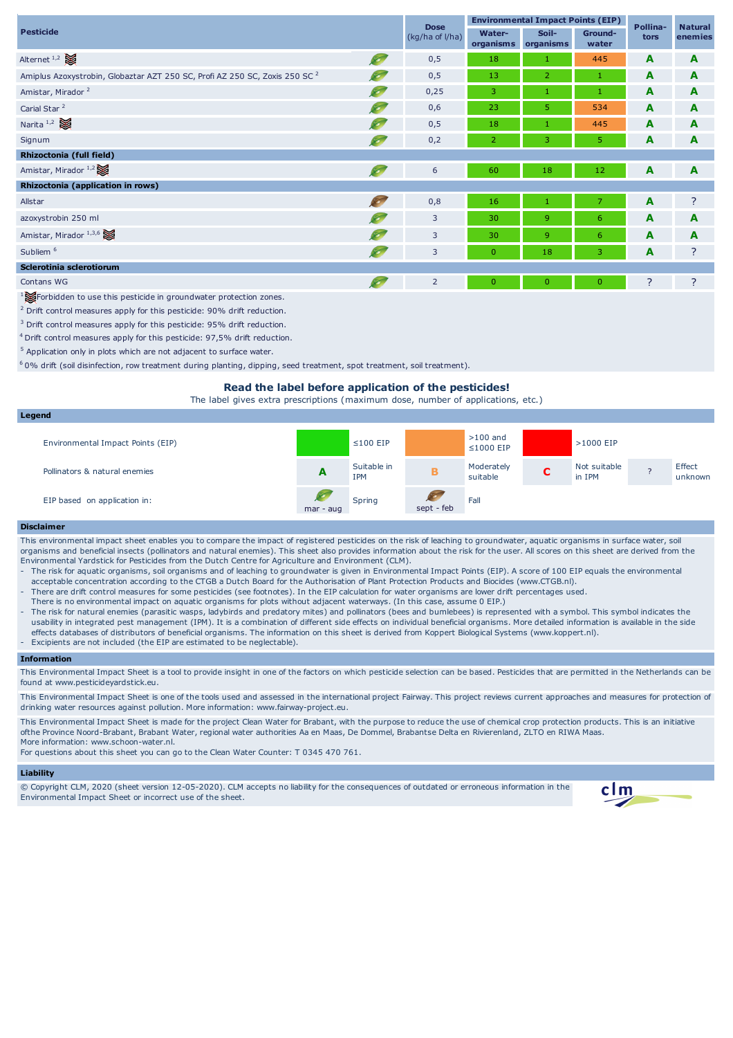| Pesticide | | Dose (kg/ha of l/ha) | Environmental Impact Points (EIP) | | | Pollina-tors | Natural enemies |
|---|---|---|---|---|---|---|---|
| | | | Water-organisms | Soil-organisms | Ground-water | | |
| Alternet [1,2] | Spring | 0,5 | 18 | 1 | 445 | A | A |
| Amiplus Azoxystrobin, Globaztar AZT 250 SC, Profi AZ 250 SC, Zoxis 250 SC [2] | Spring | 0,5 | 13 | 2 | 1 | A | A |
| Amistar, Mirador [2] | Spring | 0,25 | 3 | 1 | 1 | A | A |
| Carial Star [2] | Spring | 0,6 | 23 | 5 | 534 | A | A |
| Narita [1,2] | Spring | 0,5 | 18 | 1 | 445 | A | A |
| Signum | Spring | 0,2 | 2 | 3 | 5 | A | A |
| **Rhizoctonia (full field)** | | | | | | | |
| Amistar, Mirador [1,2] | Spring | 6 | 60 | 18 | 12 | A | A |
| **Rhizoctonia (application in rows)** | | | | | | | |
| Allstar | Fall | 0,8 | 16 | 1 | 7 | A | ? |
| azoxystrobin 250 ml | Spring | 3 | 30 | 9 | 6 | A | A |
| Amistar, Mirador [1,3,6] | Spring | 3 | 30 | 9 | 6 | A | A |
| Subliem [6] | Spring | 3 | 0 | 18 | 3 | A | ? |
| **Sclerotinia sclerotiorum** | | | | | | | |
| Contans WG | Spring | 2 | 0 | 0 | 0 | ? | ? |

[1] Forbidden to use this pesticide in groundwater protection zones.
[2] Drift control measures apply for this pesticide: 90% drift reduction.
[3] Drift control measures apply for this pesticide: 95% drift reduction.
[4] Drift control measures apply for this pesticide: 97,5% drift reduction.
[5] Application only in plots which are not adjacent to surface water.
[6] 0% drift (soil disinfection, row treatment during planting, dipping, seed treatment, spot treatment, soil treatment).

**Read the label before application of the pesticides!**

The label gives extra prescriptions (maximum dose, number of applications, etc.)

## Legend

| | | | | |
|---|---|---|---|---|
| Environmental Impact Points (EIP) | ≤100 EIP | >100 and ≤1000 EIP | >1000 EIP | |
| Pollinators & natural enemies | A: Suitable in IPM | B: Moderately suitable | C: Not suitable in IPM | ?: Effect unknown |
| EIP based on application in: | mar - aug: Spring | sept - feb: Fall | | |

## Disclaimer

This environmental impact sheet enables you to compare the impact of registered pesticides on the risk of leaching to groundwater, aquatic organisms in surface water, soil organisms and beneficial insects (pollinators and natural enemies). This sheet also provides information about the risk for the user. All scores on this sheet are derived from the Environmental Yardstick for Pesticides from the Dutch Centre for Agriculture and Environment (CLM).

- The risk for aquatic organisms, soil organisms and of leaching to groundwater is given in Environmental Impact Points (EIP). A score of 100 EIP equals the environmental acceptable concentration according to the CTGB a Dutch Board for the Authorisation of Plant Protection Products and Biocides (www.CTGB.nl).
- There are drift control measures for some pesticides (see footnotes). In the EIP calculation for water organisms are lower drift percentages used. There is no environmental impact on aquatic organisms for plots without adjacent waterways. (In this case, assume 0 EIP.)
- The risk for natural enemies (parasitic wasps, ladybirds and predatory mites) and pollinators (bees and bumlebees) is represented with a symbol. This symbol indicates the usability in integrated pest management (IPM). It is a combination of different side effects on individual beneficial organisms. More detailed information is available in the side effects databases of distributors of beneficial organisms. The information on this sheet is derived from Koppert Biological Systems (www.koppert.nl).
- Excipients are not included (the EIP are estimated to be neglectable).

## Information

This Environmental Impact Sheet is a tool to provide insight in one of the factors on which pesticide selection can be based. Pesticides that are permitted in the Netherlands can be found at www.pesticideyardstick.eu.

This Environmental Impact Sheet is one of the tools used and assessed in the international project Fairway. This project reviews current approaches and measures for protection of drinking water resources against pollution. More information: www.fairway-project.eu.

This Environmental Impact Sheet is made for the project Clean Water for Brabant, with the purpose to reduce the use of chemical crop protection products. This is an initiative ofthe Province Noord-Brabant, Brabant Water, regional water authorities Aa en Maas, De Dommel, Brabantse Delta en Rivierenland, ZLTO en RIWA Maas.
More information: www.schoon-water.nl.
For questions about this sheet you can go to the Clean Water Counter: T 0345 470 761.

## Liability

© Copyright CLM, 2020 (sheet version 12-05-2020). CLM accepts no liability for the consequences of outdated or erroneous information in the Environmental Impact Sheet or incorrect use of the sheet.

clm